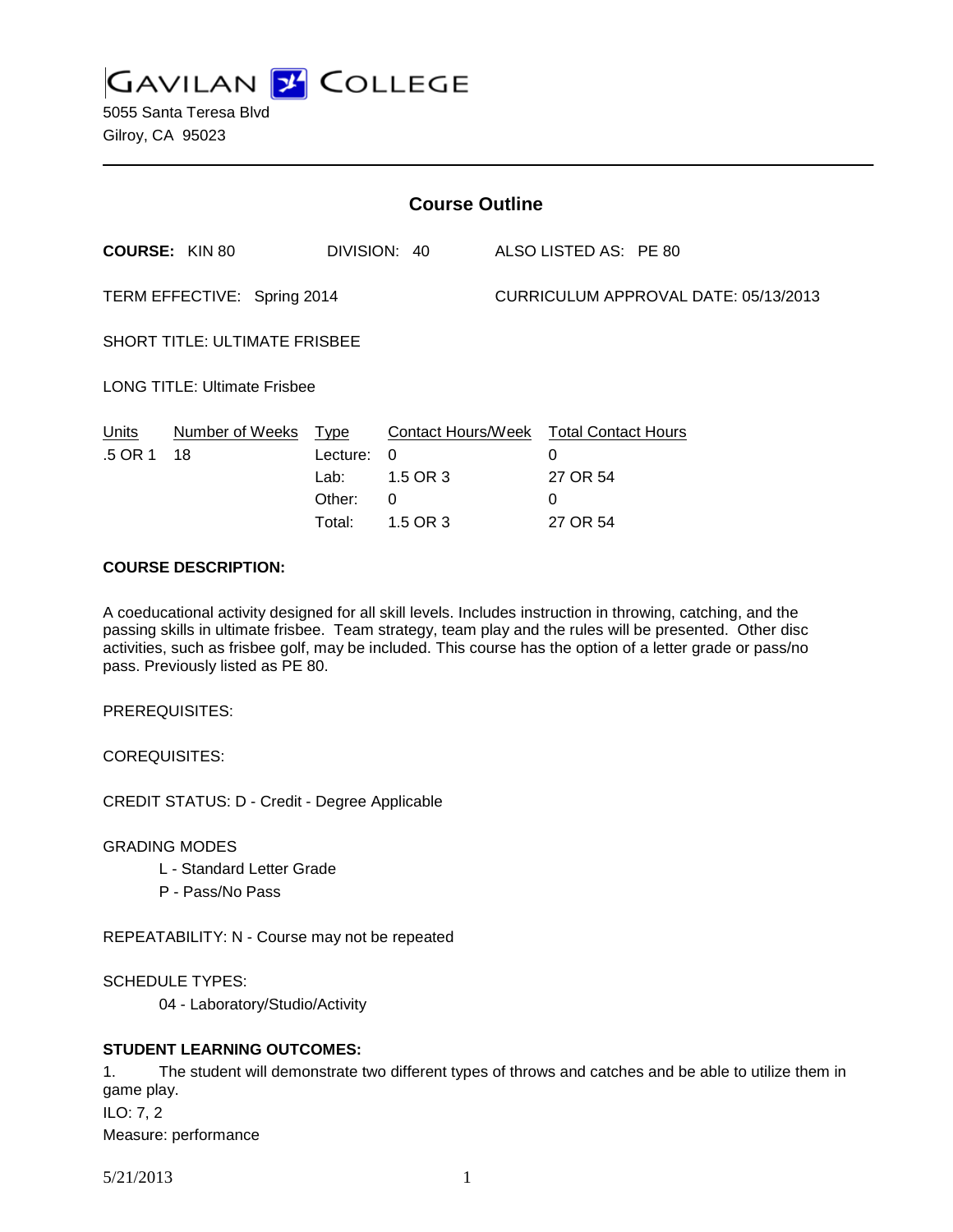# GAVILAN COLLEGE

5055 Santa Teresa Blvd
Gilroy, CA 95023

## Course Outline

**COURSE:** KIN 80 DIVISION: 40 ALSO LISTED AS: PE 80

TERM EFFECTIVE: Spring 2014 CURRICULUM APPROVAL DATE: 05/13/2013

SHORT TITLE: ULTIMATE FRISBEE

LONG TITLE: Ultimate Frisbee

| Units | Number of Weeks | Type | Contact Hours/Week | Total Contact Hours |
|---|---|---|---|---|
| .5 OR 1 | 18 | Lecture: | 0 | 0 |
| | | Lab: | 1.5 OR 3 | 27 OR 54 |
| | | Other: | 0 | 0 |
| | | Total: | 1.5 OR 3 | 27 OR 54 |

**COURSE DESCRIPTION:**

A coeducational activity designed for all skill levels. Includes instruction in throwing, catching, and the passing skills in ultimate frisbee. Team strategy, team play and the rules will be presented. Other disc activities, such as frisbee golf, may be included. This course has the option of a letter grade or pass/no pass. Previously listed as PE 80.

PREREQUISITES:

COREQUISITES:

CREDIT STATUS: D - Credit - Degree Applicable

GRADING MODES

- L - Standard Letter Grade
- P - Pass/No Pass

REPEATABILITY: N - Course may not be repeated

SCHEDULE TYPES:

- 04 - Laboratory/Studio/Activity

**STUDENT LEARNING OUTCOMES:**

1. The student will demonstrate two different types of throws and catches and be able to utilize them in game play.

ILO: 7, 2

Measure: performance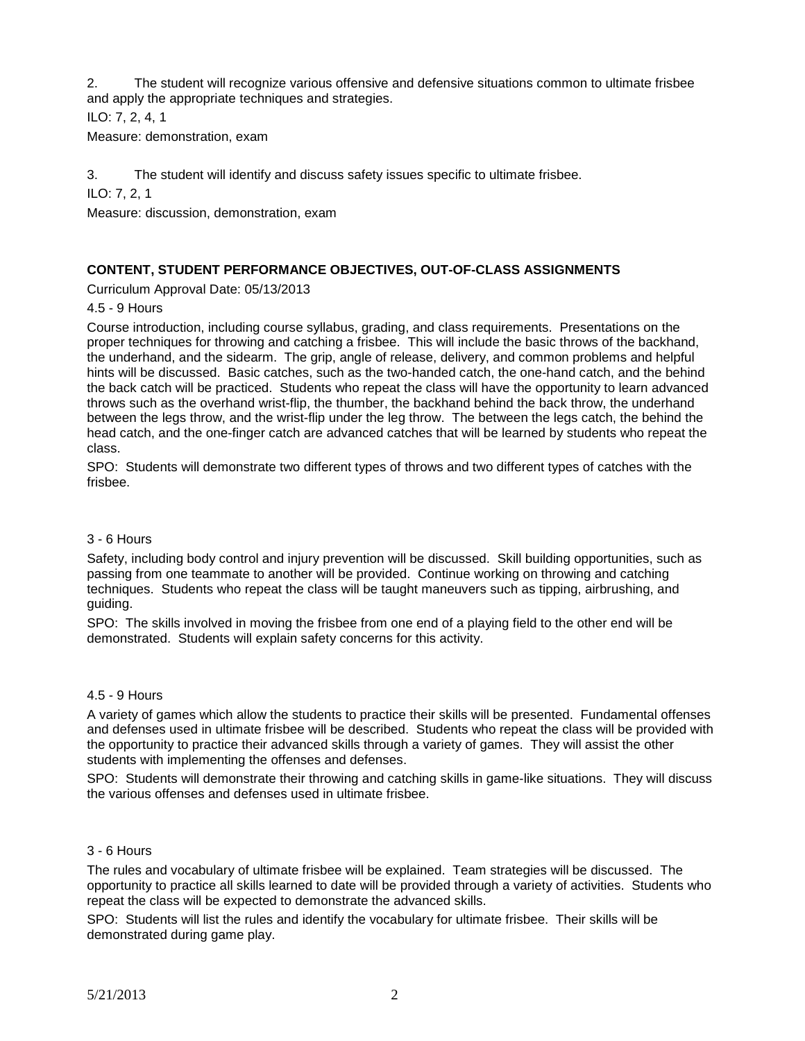2. The student will recognize various offensive and defensive situations common to ultimate frisbee and apply the appropriate techniques and strategies.

ILO: 7, 2, 4, 1

Measure: demonstration, exam

3. The student will identify and discuss safety issues specific to ultimate frisbee.

ILO: 7, 2, 1

Measure: discussion, demonstration, exam

**CONTENT, STUDENT PERFORMANCE OBJECTIVES, OUT-OF-CLASS ASSIGNMENTS**

Curriculum Approval Date: 05/13/2013

4.5 - 9 Hours

Course introduction, including course syllabus, grading, and class requirements. Presentations on the proper techniques for throwing and catching a frisbee. This will include the basic throws of the backhand, the underhand, and the sidearm. The grip, angle of release, delivery, and common problems and helpful hints will be discussed. Basic catches, such as the two-handed catch, the one-hand catch, and the behind the back catch will be practiced. Students who repeat the class will have the opportunity to learn advanced throws such as the overhand wrist-flip, the thumber, the backhand behind the back throw, the underhand between the legs throw, and the wrist-flip under the leg throw. The between the legs catch, the behind the head catch, and the one-finger catch are advanced catches that will be learned by students who repeat the class.

SPO: Students will demonstrate two different types of throws and two different types of catches with the frisbee.

3 - 6 Hours

Safety, including body control and injury prevention will be discussed. Skill building opportunities, such as passing from one teammate to another will be provided. Continue working on throwing and catching techniques. Students who repeat the class will be taught maneuvers such as tipping, airbrushing, and guiding.

SPO: The skills involved in moving the frisbee from one end of a playing field to the other end will be demonstrated. Students will explain safety concerns for this activity.

4.5 - 9 Hours

A variety of games which allow the students to practice their skills will be presented. Fundamental offenses and defenses used in ultimate frisbee will be described. Students who repeat the class will be provided with the opportunity to practice their advanced skills through a variety of games. They will assist the other students with implementing the offenses and defenses.

SPO: Students will demonstrate their throwing and catching skills in game-like situations. They will discuss the various offenses and defenses used in ultimate frisbee.

3 - 6 Hours

The rules and vocabulary of ultimate frisbee will be explained. Team strategies will be discussed. The opportunity to practice all skills learned to date will be provided through a variety of activities. Students who repeat the class will be expected to demonstrate the advanced skills.

SPO: Students will list the rules and identify the vocabulary for ultimate frisbee. Their skills will be demonstrated during game play.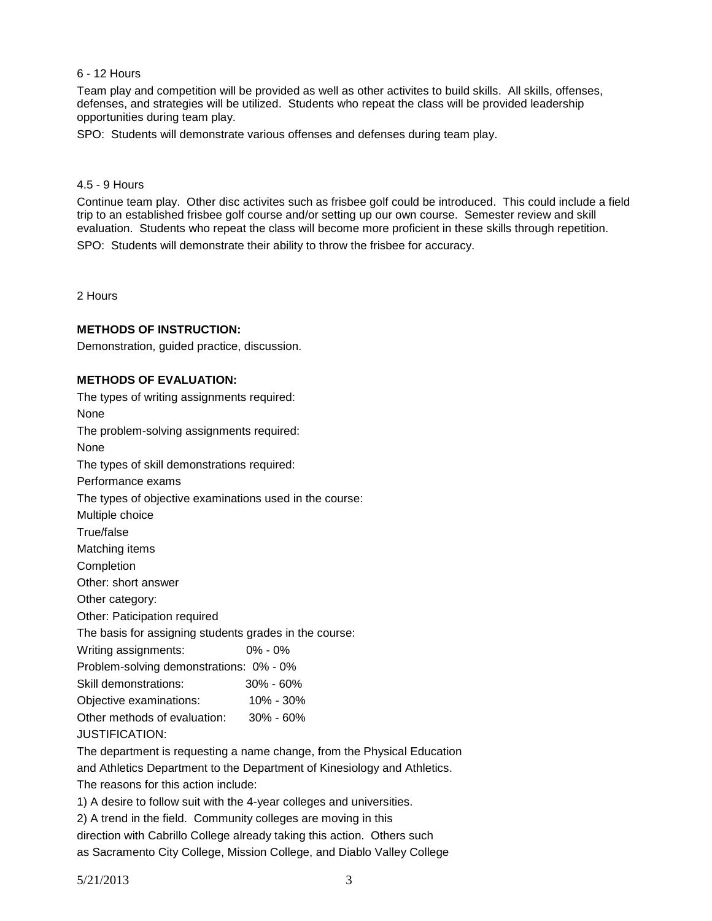6 - 12 Hours

Team play and competition will be provided as well as other activites to build skills. All skills, offenses, defenses, and strategies will be utilized. Students who repeat the class will be provided leadership opportunities during team play.

SPO: Students will demonstrate various offenses and defenses during team play.

4.5 - 9 Hours

Continue team play. Other disc activites such as frisbee golf could be introduced. This could include a field trip to an established frisbee golf course and/or setting up our own course. Semester review and skill evaluation. Students who repeat the class will become more proficient in these skills through repetition.

SPO: Students will demonstrate their ability to throw the frisbee for accuracy.

2 Hours

**METHODS OF INSTRUCTION:**

Demonstration, guided practice, discussion.

**METHODS OF EVALUATION:**

The types of writing assignments required:
None
The problem-solving assignments required:
None
The types of skill demonstrations required:
Performance exams
The types of objective examinations used in the course:
Multiple choice
True/false
Matching items
Completion
Other: short answer
Other category:
Other: Paticipation required
The basis for assigning students grades in the course:
Writing assignments: 0% - 0%
Problem-solving demonstrations: 0% - 0%
Skill demonstrations: 30% - 60%
Objective examinations: 10% - 30%
Other methods of evaluation: 30% - 60%
JUSTIFICATION:
The department is requesting a name change, from the Physical Education and Athletics Department to the Department of Kinesiology and Athletics.
The reasons for this action include:
1) A desire to follow suit with the 4-year colleges and universities.
2) A trend in the field. Community colleges are moving in this direction with Cabrillo College already taking this action. Others such as Sacramento City College, Mission College, and Diablo Valley College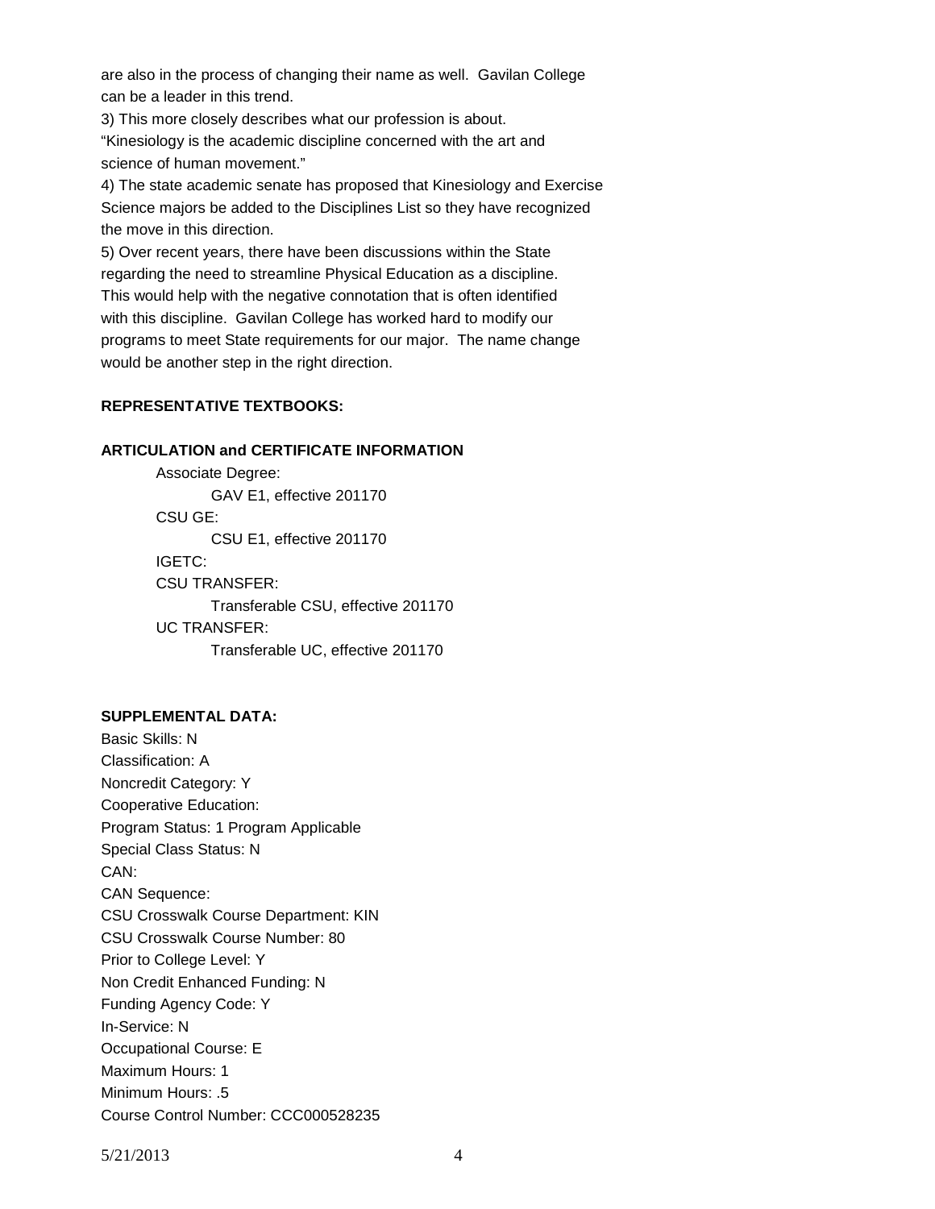are also in the process of changing their name as well. Gavilan College can be a leader in this trend.

3) This more closely describes what our profession is about. "Kinesiology is the academic discipline concerned with the art and science of human movement."

4) The state academic senate has proposed that Kinesiology and Exercise Science majors be added to the Disciplines List so they have recognized the move in this direction.

5) Over recent years, there have been discussions within the State regarding the need to streamline Physical Education as a discipline. This would help with the negative connotation that is often identified with this discipline. Gavilan College has worked hard to modify our programs to meet State requirements for our major. The name change would be another step in the right direction.

**REPRESENTATIVE TEXTBOOKS:**

**ARTICULATION and CERTIFICATE INFORMATION**

Associate Degree:
- GAV E1, effective 201170

CSU GE:
- CSU E1, effective 201170

IGETC:

CSU TRANSFER:
- Transferable CSU, effective 201170

UC TRANSFER:
- Transferable UC, effective 201170

**SUPPLEMENTAL DATA:**

Basic Skills: N
Classification: A
Noncredit Category: Y
Cooperative Education:
Program Status: 1 Program Applicable
Special Class Status: N
CAN:
CAN Sequence:
CSU Crosswalk Course Department: KIN
CSU Crosswalk Course Number: 80
Prior to College Level: Y
Non Credit Enhanced Funding: N
Funding Agency Code: Y
In-Service: N
Occupational Course: E
Maximum Hours: 1
Minimum Hours: .5
Course Control Number: CCC000528235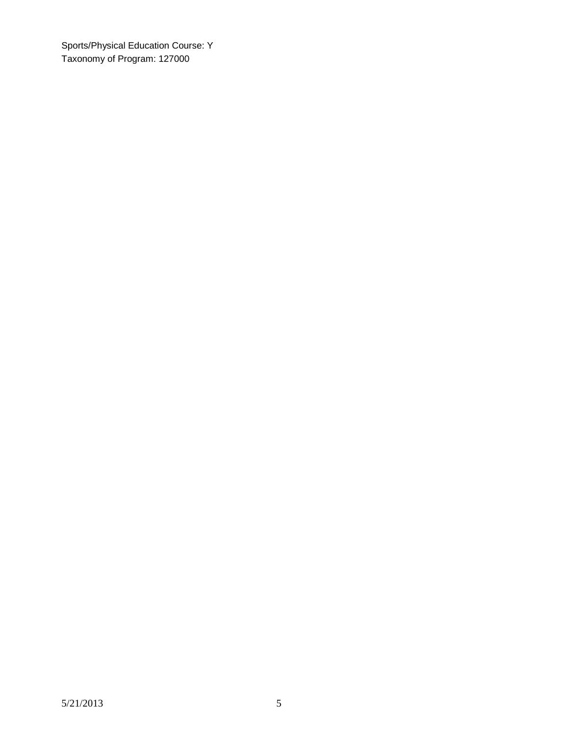Sports/Physical Education Course: Y
Taxonomy of Program: 127000